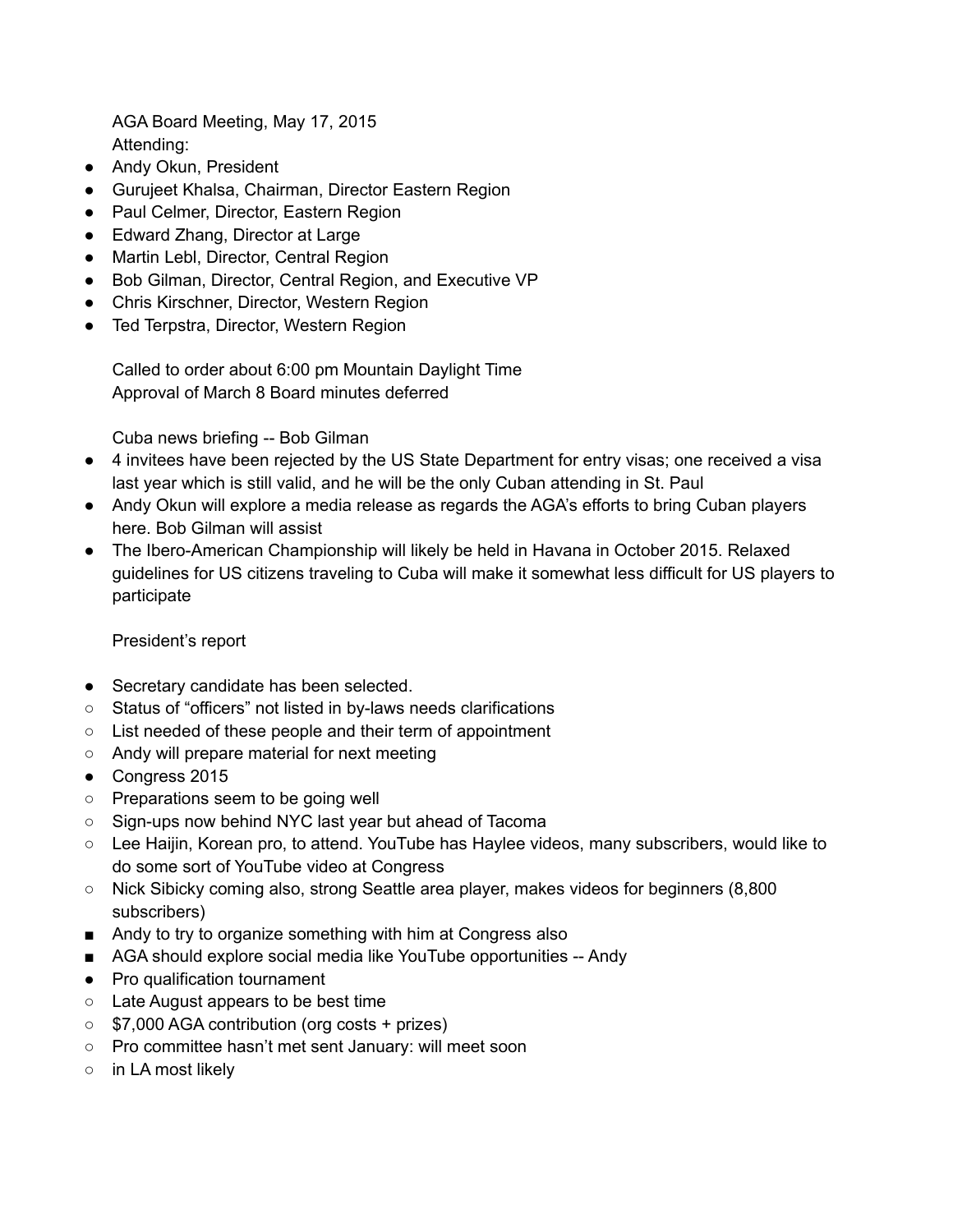AGA Board Meeting, May 17, 2015

Attending:

- Andy Okun, President
- Gurujeet Khalsa, Chairman, Director Eastern Region
- Paul Celmer, Director, Eastern Region
- Edward Zhang, Director at Large
- Martin Lebl, Director, Central Region
- Bob Gilman, Director, Central Region, and Executive VP
- Chris Kirschner, Director, Western Region
- Ted Terpstra, Director, Western Region

Called to order about 6:00 pm Mountain Daylight Time

Approval of March 8 Board minutes deferred

Cuba news briefing -- Bob Gilman

- 4 invitees have been rejected by the US State Department for entry visas; one received a visa last year which is still valid, and he will be the only Cuban attending in St. Paul
- Andy Okun will explore a media release as regards the AGA's efforts to bring Cuban players here. Bob Gilman will assist
- The Ibero-American Championship will likely be held in Havana in October 2015. Relaxed guidelines for US citizens traveling to Cuba will make it somewhat less difficult for US players to participate

President's report

- Secretary candidate has been selected.
  - Status of "officers" not listed in by-laws needs clarifications
  - List needed of these people and their term of appointment
  - Andy will prepare material for next meeting
- Congress 2015
  - Preparations seem to be going well
  - Sign-ups now behind NYC last year but ahead of Tacoma
  - Lee Haijin, Korean pro, to attend. YouTube has Haylee videos, many subscribers, would like to do some sort of YouTube video at Congress
  - Nick Sibicky coming also, strong Seattle area player, makes videos for beginners (8,800 subscribers)
    - Andy to try to organize something with him at Congress also
    - AGA should explore social media like YouTube opportunities -- Andy
- Pro qualification tournament
  - Late August appears to be best time
  - $7,000 AGA contribution (org costs + prizes)
  - Pro committee hasn't met sent January: will meet soon
  - in LA most likely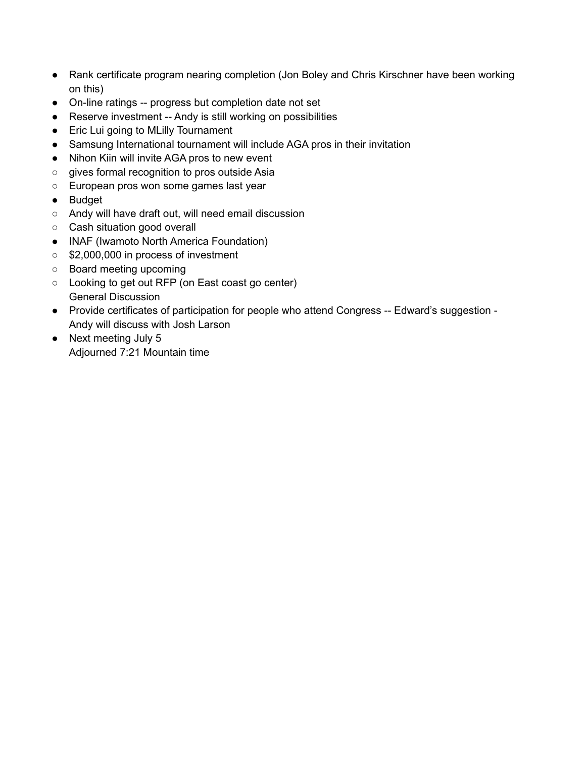- Rank certificate program nearing completion (Jon Boley and Chris Kirschner have been working on this)
- On-line ratings -- progress but completion date not set
- Reserve investment -- Andy is still working on possibilities
- Eric Lui going to MLilly Tournament
- Samsung International tournament will include AGA pros in their invitation
- Nihon Kiin will invite AGA pros to new event
  - gives formal recognition to pros outside Asia
  - European pros won some games last year
- Budget
  - Andy will have draft out, will need email discussion
  - Cash situation good overall
- INAF (Iwamoto North America Foundation)
  - $2,000,000 in process of investment
  - Board meeting upcoming
  - Looking to get out RFP (on East coast go center)

General Discussion

- Provide certificates of participation for people who attend Congress -- Edward's suggestion - Andy will discuss with Josh Larson
- Next meeting July 5

Adjourned 7:21 Mountain time